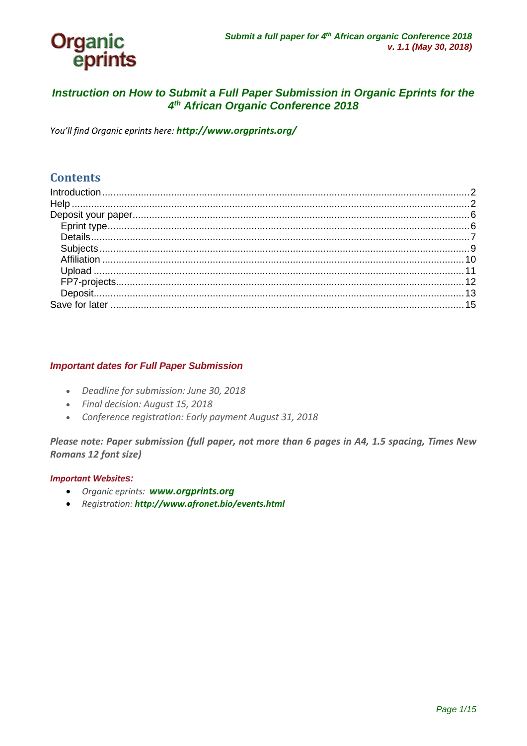# *Instruction on How to Submit a Full Paper Submission in Organic Eprints for the 4th African Organic Conference 2018*

*You'll find Organic eprints here:* ***http://www.orgprints.org/***

## Contents

- Introduction ........ 2
- Help ........ 2
- Deposit your paper ........ 6
  - Eprint type ........ 6
  - Details ........ 7
  - Subjects ........ 9
  - Affiliation ........ 10
  - Upload ........ 11
  - FP7-projects ........ 12
  - Deposit ........ 13
- Save for later ........ 15

### *Important dates for Full Paper Submission*

- *Deadline for submission: June 30, 2018*
- *Final decision: August 15, 2018*
- *Conference registration: Early payment August 31, 2018*

***Please note: Paper submission (full paper, not more than 6 pages in A4, 1.5 spacing, Times New Romans 12 font size)***

***Important Websites:***

- *Organic eprints:* ***www.orgprints.org***
- *Registration:* ***http://www.afronet.bio/events.html***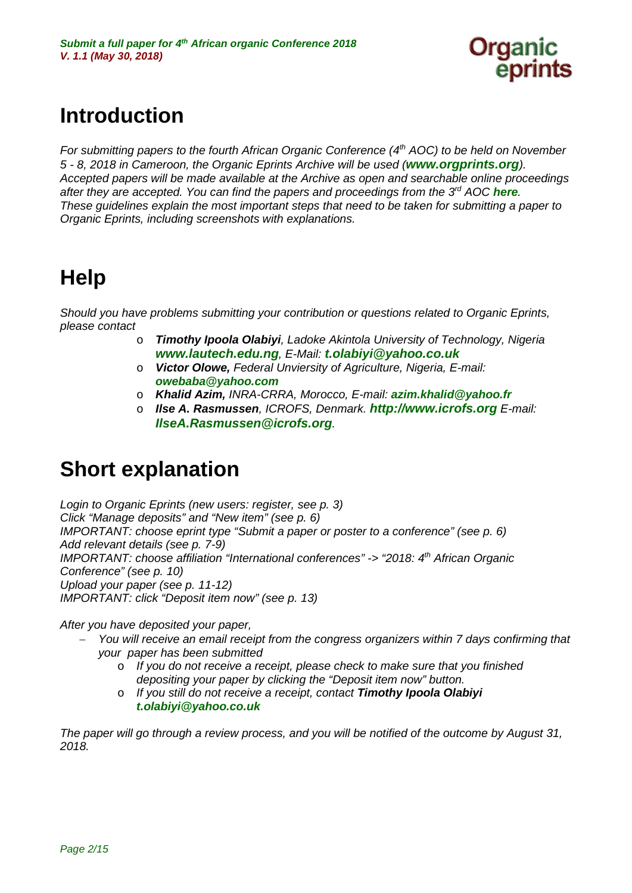# Introduction

*For submitting papers to the fourth African Organic Conference (4th AOC) to be held on November 5 - 8, 2018 in Cameroon, the Organic Eprints Archive will be used (**www.orgprints.org**). Accepted papers will be made available at the Archive as open and searchable online proceedings after they are accepted. You can find the papers and proceedings from the 3rd AOC **here**. These guidelines explain the most important steps that need to be taken for submitting a paper to Organic Eprints, including screenshots with explanations.*

# Help

*Should you have problems submitting your contribution or questions related to Organic Eprints, please contact*

- ***Timothy Ipoola Olabiyi**, Ladoke Akintola University of Technology, Nigeria **www.lautech.edu.ng**, E-Mail: **t.olabiyi@yahoo.co.uk***
- ***Victor Olowe,** Federal Unviersity of Agriculture, Nigeria, E-mail: **owebaba@yahoo.com***
- ***Khalid Azim,** INRA-CRRA, Morocco, E-mail: **azim.khalid@yahoo.fr***
- ***Ilse A. Rasmussen**, ICROFS, Denmark. **http://www.icrofs.org** E-mail: **IlseA.Rasmussen@icrofs.org**.*

# Short explanation

*Login to Organic Eprints (new users: register, see p. 3)*
*Click "Manage deposits" and "New item" (see p. 6)*
*IMPORTANT: choose eprint type "Submit a paper or poster to a conference" (see p. 6)*
*Add relevant details (see p. 7-9)*
*IMPORTANT: choose affiliation "International conferences" -> "2018: 4th African Organic Conference" (see p. 10)*
*Upload your paper (see p. 11-12)*
*IMPORTANT: click "Deposit item now" (see p. 13)*

*After you have deposited your paper,*

- *You will receive an email receipt from the congress organizers within 7 days confirming that your paper has been submitted*
  - *If you do not receive a receipt, please check to make sure that you finished depositing your paper by clicking the "Deposit item now" button.*
  - *If you still do not receive a receipt, contact **Timothy Ipoola Olabiyi t.olabiyi@yahoo.co.uk***

*The paper will go through a review process, and you will be notified of the outcome by August 31, 2018.*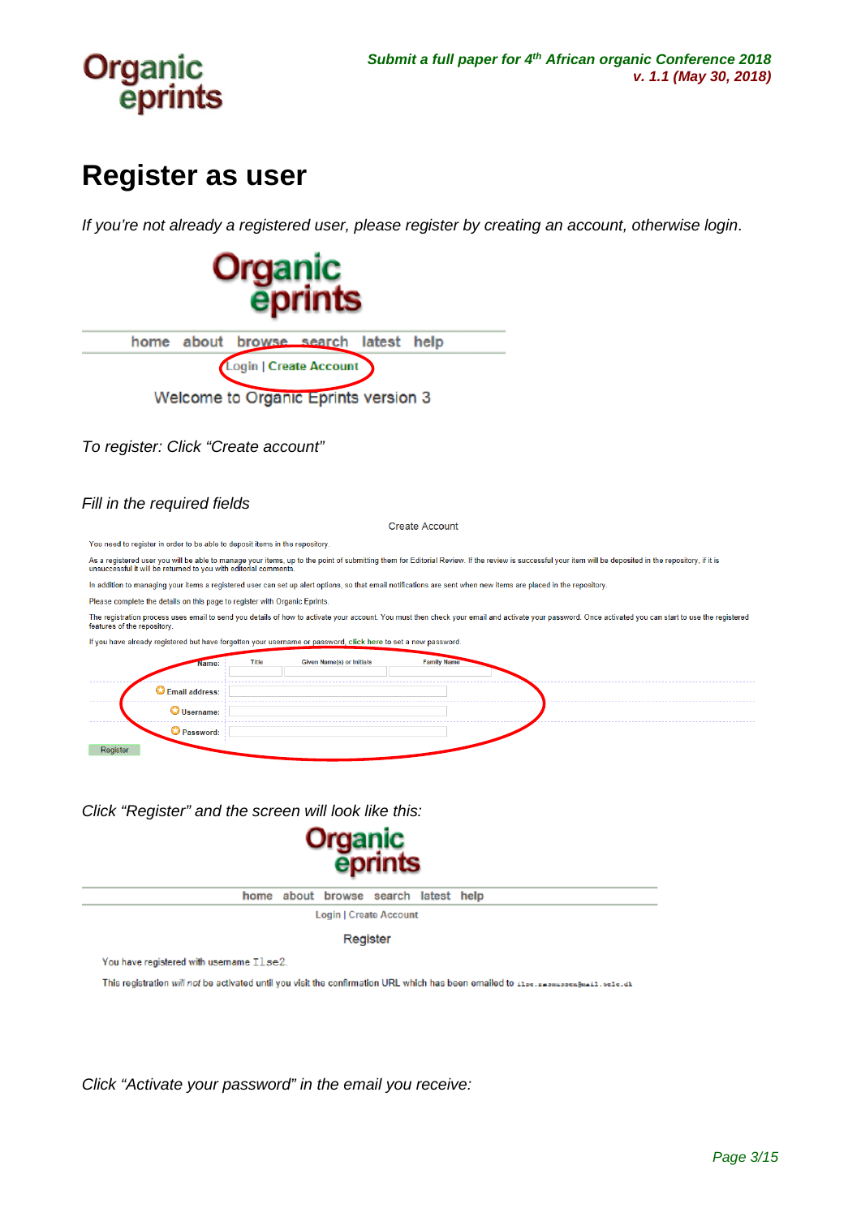# Register as user

*If you're not already a registered user, please register by creating an account, otherwise login.*

home about browse search latest help

Login | Create Account

Welcome to Organic Eprints version 3

*To register: Click "Create account"*

*Fill in the required fields*

Create Account

You need to register in order to be able to deposit items in the repository.

As a registered user you will be able to manage your items, up to the point of submitting them for Editorial Review. If the review is successful your item will be deposited in the repository, if it is unsuccessful it will be returned to you with editorial comments.

In addition to managing your items a registered user can set up alert options, so that email notifications are sent when new items are placed in the repository.

Please complete the details on this page to register with Organic Eprints.

The registration process uses email to send you details of how to activate your account. You must then check your email and activate your password. Once activated you can start to use the registered features of the repository.

If you have already registered but have forgotten your username or password, click here to set a new password.

Name: Title | Given Name(s) or Initials | Family Name

Email address:

Username:

Password:

Register

*Click "Register" and the screen will look like this:*

home about browse search latest help

Login | Create Account

Register

You have registered with username Ilse2.

This registration *will not* be activated until you visit the confirmation URL which has been emailed to ilse.rasmussen@mail.tele.dk

*Click "Activate your password" in the email you receive:*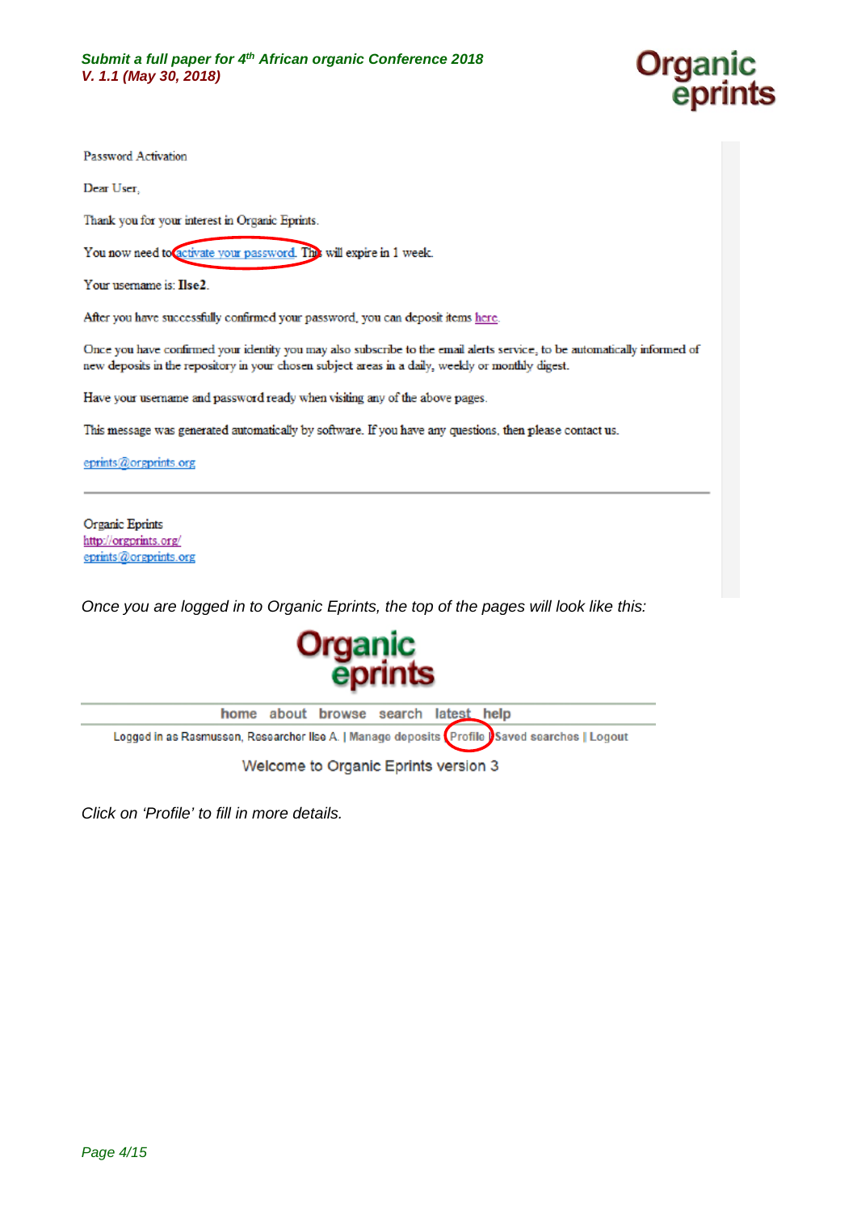Password Activation

Dear User,

Thank you for your interest in Organic Eprints.

You now need to activate your password. This will expire in 1 week.

Your username is: **Ilse2**.

After you have successfully confirmed your password, you can deposit items here.

Once you have confirmed your identity you may also subscribe to the email alerts service, to be automatically informed of new deposits in the repository in your chosen subject areas in a daily, weekly or monthly digest.

Have your username and password ready when visiting any of the above pages.

This message was generated automatically by software. If you have any questions, then please contact us.

eprints@orgprints.org

---

Organic Eprints
http://orgprints.org/
eprints@orgprints.org

*Once you are logged in to Organic Eprints, the top of the pages will look like this:*

Organic eprints

home about browse search latest help

Logged in as Rasmussen, Researcher Ilse A. | Manage deposits | Profile | Saved searches | Logout

Welcome to Organic Eprints version 3

*Click on 'Profile' to fill in more details.*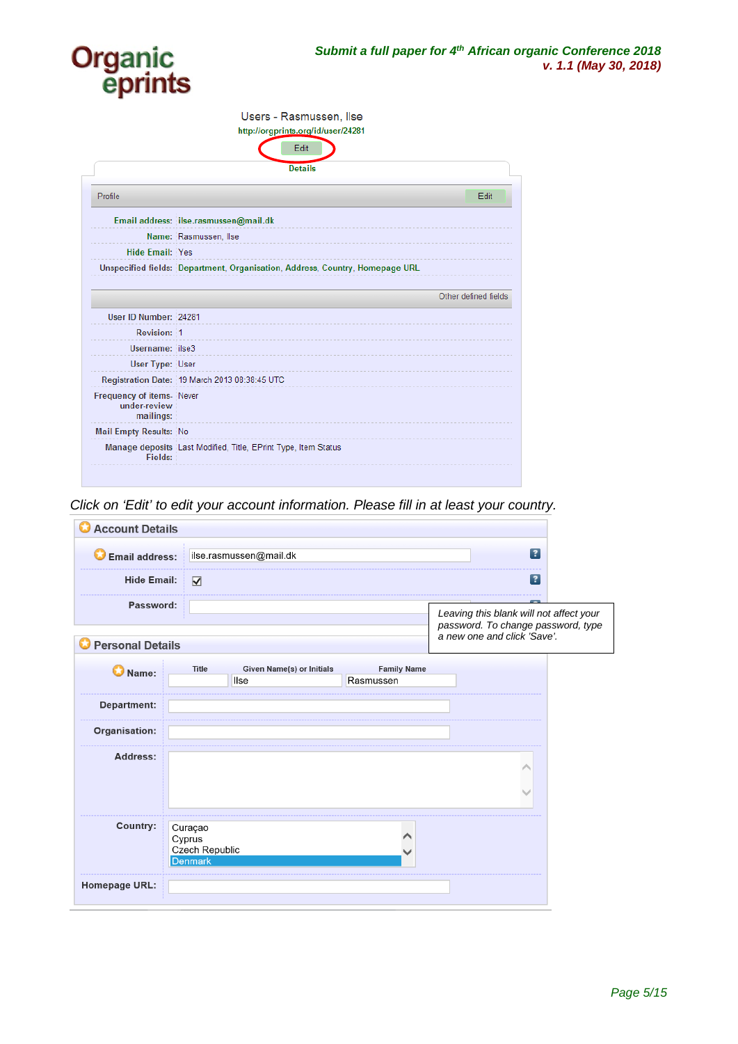Users - Rasmussen, Ilse

http://orgprints.org/id/user/24281

Edit

Details

| Profile | Edit |
|---|---|
| Email address: | ilse.rasmussen@mail.dk |
| Name: | Rasmussen, Ilse |
| Hide Email: | Yes |
| Unspecified fields: | Department, Organisation, Address, Country, Homepage URL |

Other defined fields

| | |
|---|---|
| User ID Number: | 24281 |
| Revision: | 1 |
| Username: | ilse3 |
| User Type: | User |
| Registration Date: | 19 March 2013 08:38:45 UTC |
| Frequency of items-under-review mailings: | Never |
| Mail Empty Results: | No |
| Manage deposits Fields: | Last Modified, Title, EPrint Type, Item Status |

*Click on 'Edit' to edit your account information. Please fill in at least your country.*

**Account Details**

| | |
|---|---|
| **Email address:** | ilse.rasmussen@mail.dk |
| **Hide Email:** | ☑ |
| **Password:** | |

*Leaving this blank will not affect your password. To change password, type a new one and click 'Save'.*

**Personal Details**

| | Title | Given Name(s) or Initials | Family Name |
|---|---|---|---|
| **Name:** | | Ilse | Rasmussen |

| | |
|---|---|
| **Department:** | |
| **Organisation:** | |
| **Address:** | |
| **Country:** | Curaçao, Cyprus, Czech Republic, Denmark |
| **Homepage URL:** | |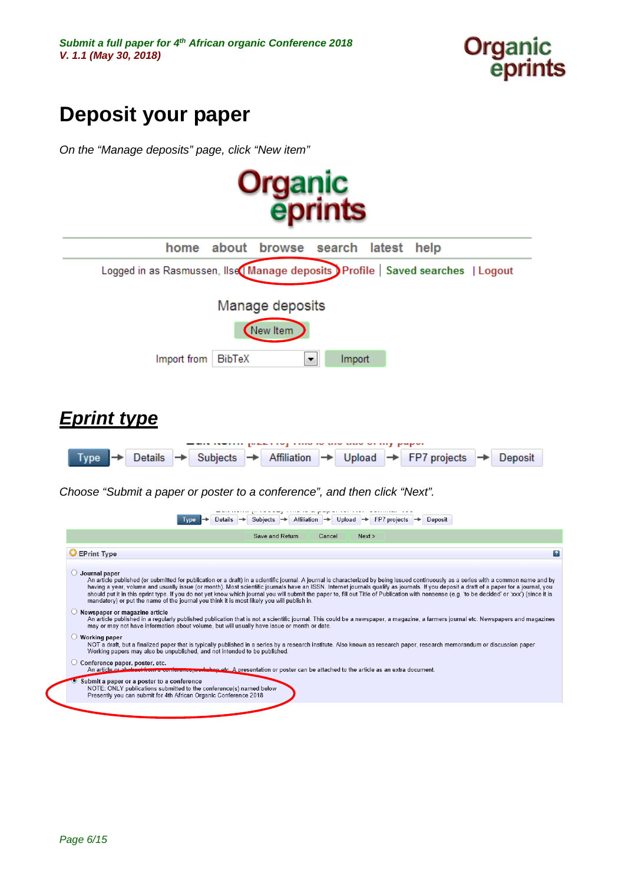# Deposit your paper

*On the "Manage deposits" page, click "New item"*

home about browse search latest help

Logged in as Rasmussen, Ilse | Manage deposits | Profile | Saved searches | Logout

Manage deposits

New Item

Import from BibTeX Import

## *Eprint type*

Type → Details → Subjects → Affiliation → Upload → FP7 projects → Deposit

*Choose "Submit a paper or poster to a conference", and then click "Next".*

Type → Details → Subjects → Affiliation → Upload → FP7 projects → Deposit

Save and Return | Cancel | Next >

EPrint Type

- **Journal paper**
  An article published (or submitted for publication or a draft) in a scientific journal. A journal is characterized by being issued continuously as a series with a common name and by having a year, volume and usually issue (or month). Most scientific journals have an ISSN. Internet journals qualify as journals. If you deposit a draft of a paper for a journal, you should put it in this eprint type. If you do not yet know which journal you will submit the paper to, fill out Title of Publication with nonsense (e.g. 'to be decided' or 'xxx') (since it is mandatory) or put the name of the journal you think it is most likely you will publish in.
- **Newspaper or magazine article**
  An article published in a regularly published publication that is not a scientific journal. This could be a newspaper, a magazine, a farmers journal etc. Newspapers and magazines may or may not have information about volume, but will usually have issue or month or date.
- **Working paper**
  NOT a draft, but a finalized paper that is typically published in a series by a research institute. Also known as research paper, research memorandum or discussion paper. Working papers may also be unpublished, and not intended to be published.
- **Conference paper, poster, etc.**
  An article or abstract from a conference, workshop etc. A presentation or poster can be attached to the article as an extra document.
- **Submit a paper or a poster to a conference**
  NOTE: ONLY publications submitted to the conference(s) named below
  Presently you can submit for 4th African Organic Conference 2018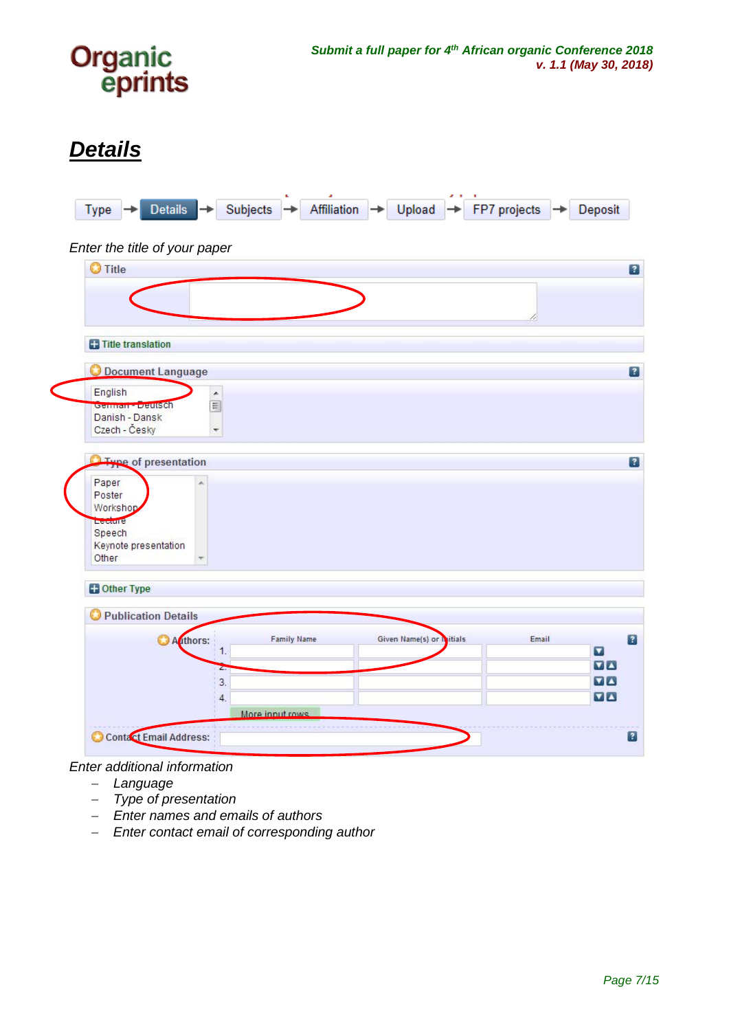## Details

Type → Details → Subjects → Affiliation → Upload → FP7 projects → Deposit

*Enter the title of your paper*

Title

Title translation

Document Language

English
German - Deutsch
Danish - Dansk
Czech - Česky

Type of presentation

Paper
Poster
Workshop
Lecture
Speech
Keynote presentation
Other

Other Type

Publication Details

Authors:

| | Family Name | Given Name(s) or Initials | Email |
|---|---|---|---|
| 1. | | | |
| 2. | | | |
| 3. | | | |
| 4. | | | |

More input rows

Contact Email Address:

*Enter additional information*

- *Language*
- *Type of presentation*
- *Enter names and emails of authors*
- *Enter contact email of corresponding author*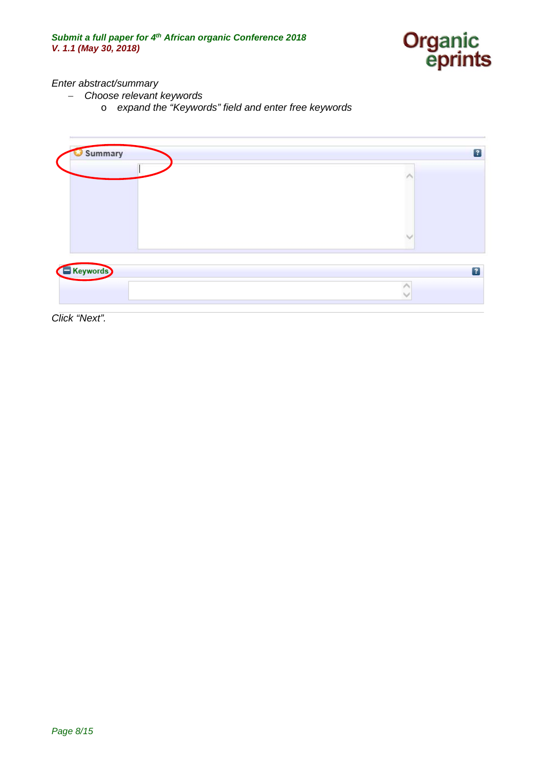*Enter abstract/summary*

- *Choose relevant keywords*
  - *expand the "Keywords" field and enter free keywords*

Summary

Keywords

*Click "Next".*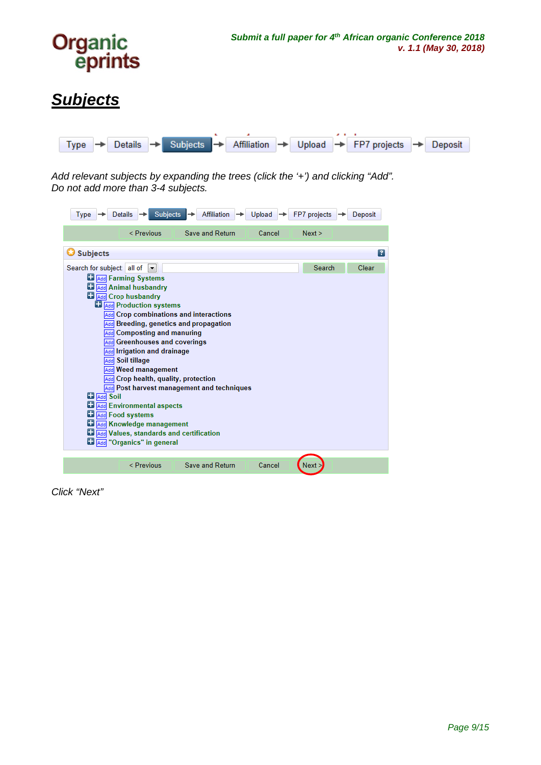# *Subjects*

Type → Details → **Subjects** → Affiliation → Upload → FP7 projects → Deposit

*Add relevant subjects by expanding the trees (click the '+') and clicking "Add".*
*Do not add more than 3-4 subjects.*

Type → Details → **Subjects** → Affiliation → Upload → FP7 projects → Deposit

< Previous | Save and Return | Cancel | Next >

**Subjects**

Search for subject: all of [ ] Search | Clear

- [+] Add **Farming Systems**
- [+] Add **Animal husbandry**
- [+] Add **Crop husbandry**
  - [+] Add **Production systems**
  - Add **Crop combinations and interactions**
  - Add **Breeding, genetics and propagation**
  - Add **Composting and manuring**
  - Add **Greenhouses and coverings**
  - Add **Irrigation and drainage**
  - Add **Soil tillage**
  - Add **Weed management**
  - Add **Crop health, quality, protection**
  - Add **Post harvest management and techniques**
- [+] Add **Soil**
- [+] Add **Environmental aspects**
- [+] Add **Food systems**
- [+] Add **Knowledge management**
- [+] Add **Values, standards and certification**
- [+] Add **"Organics" in general**

< Previous | Save and Return | Cancel | Next >

*Click "Next"*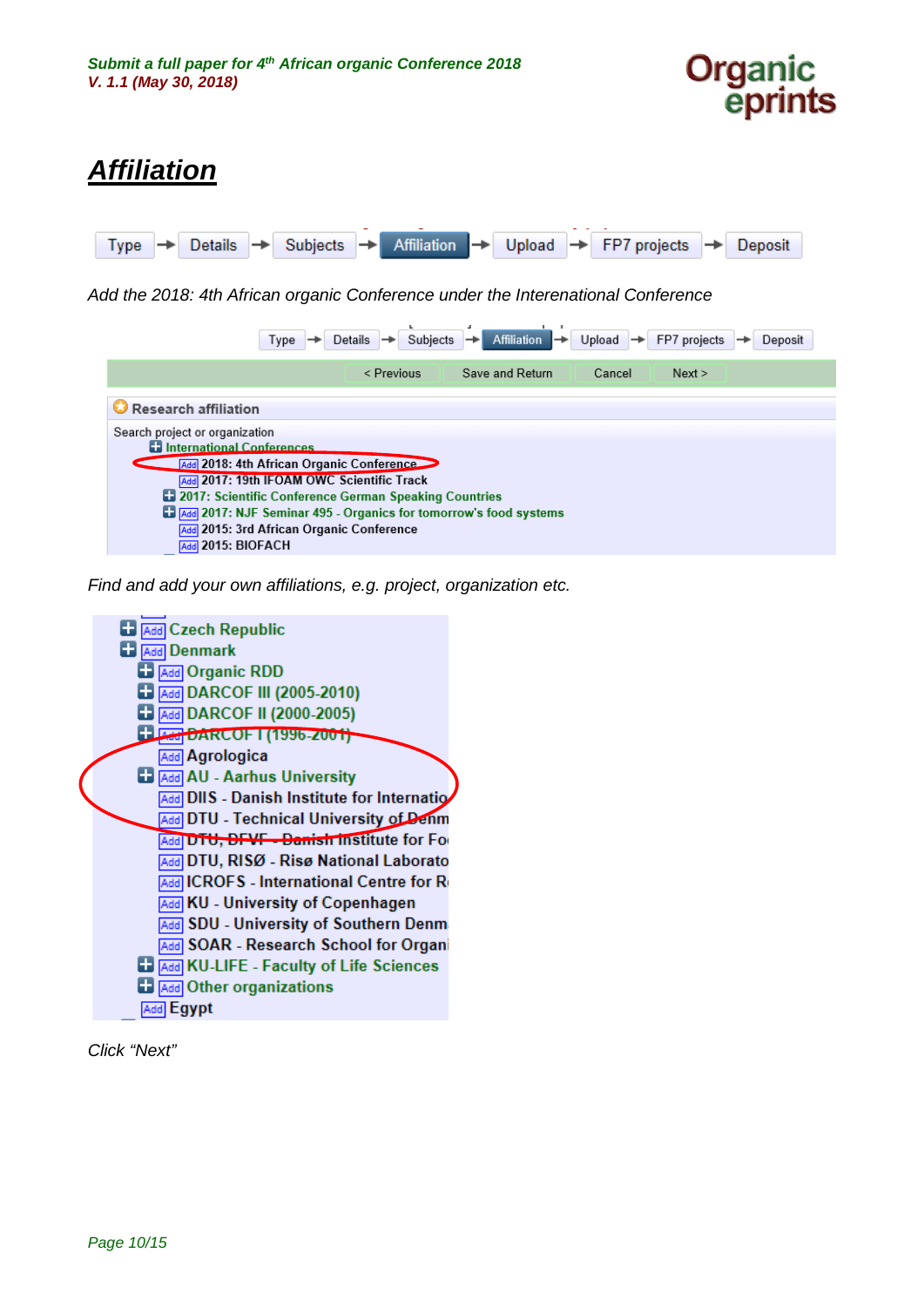# Affiliation

Type → Details → Subjects → Affiliation → Upload → FP7 projects → Deposit

*Add the 2018: 4th African organic Conference under the Intereational Conference*

Type → Details → Subjects → Affiliation → Upload → FP7 projects → Deposit

< Previous | Save and Return | Cancel | Next >

Research affiliation

Search project or organization

- International Conferences
  - Add 2018: 4th African Organic Conference
  - Add 2017: 19th IFOAM OWC Scientific Track
  - 2017: Scientific Conference German Speaking Countries
  - Add 2017: NJF Seminar 495 - Organics for tomorrow's food systems
  - Add 2015: 3rd African Organic Conference
  - Add 2015: BIOFACH

*Find and add your own affiliations, e.g. project, organization etc.*

- Add Czech Republic
- Add Denmark
  - Add Organic RDD
  - Add DARCOF III (2005-2010)
  - Add DARCOF II (2000-2005)
  - Add DARCOF I (1996-2001)
  - Add Agrologica
  - Add AU - Aarhus University
  - Add DIIS - Danish Institute for Internatio
  - Add DTU - Technical University of Denm
  - Add DTU, DFVF - Danish Institute for Fo
  - Add DTU, RISØ - Risø National Laborato
  - Add ICROFS - International Centre for R
  - Add KU - University of Copenhagen
  - Add SDU - University of Southern Denm
  - Add SOAR - Research School for Organi
  - Add KU-LIFE - Faculty of Life Sciences
  - Add Other organizations
- Add Egypt

*Click "Next"*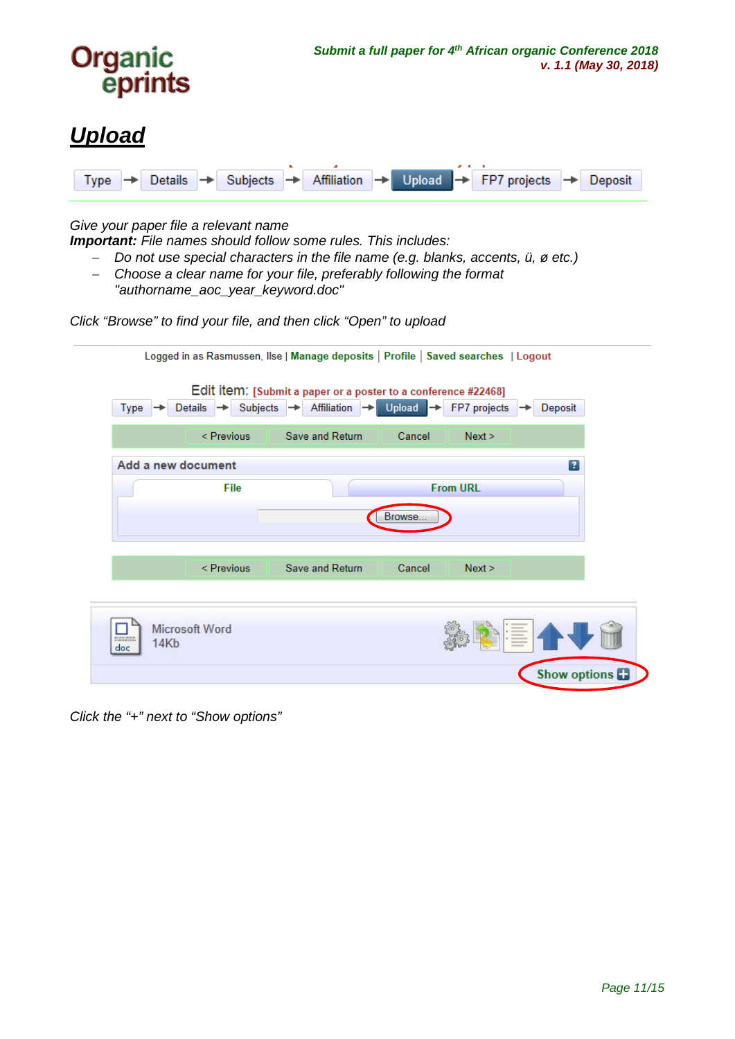# *Upload*

Type → Details → Subjects → Affiliation → Upload → FP7 projects → Deposit

*Give your paper file a relevant name*

***Important:*** *File names should follow some rules. This includes:*

- *Do not use special characters in the file name (e.g. blanks, accents, ü, ø etc.)*
- *Choose a clear name for your file, preferably following the format "authorname_aoc_year_keyword.doc"*

*Click "Browse" to find your file, and then click "Open" to upload*

Logged in as Rasmussen, Ilse | Manage deposits | Profile | Saved searches | Logout

Edit item: [Submit a paper or a poster to a conference #22468]

Type → Details → Subjects → Affiliation → Upload → FP7 projects → Deposit

< Previous | Save and Return | Cancel | Next >

Add a new document

File | From URL

Browse...

< Previous | Save and Return | Cancel | Next >

Microsoft Word
14Kb

Show options

*Click the "+" next to "Show options"*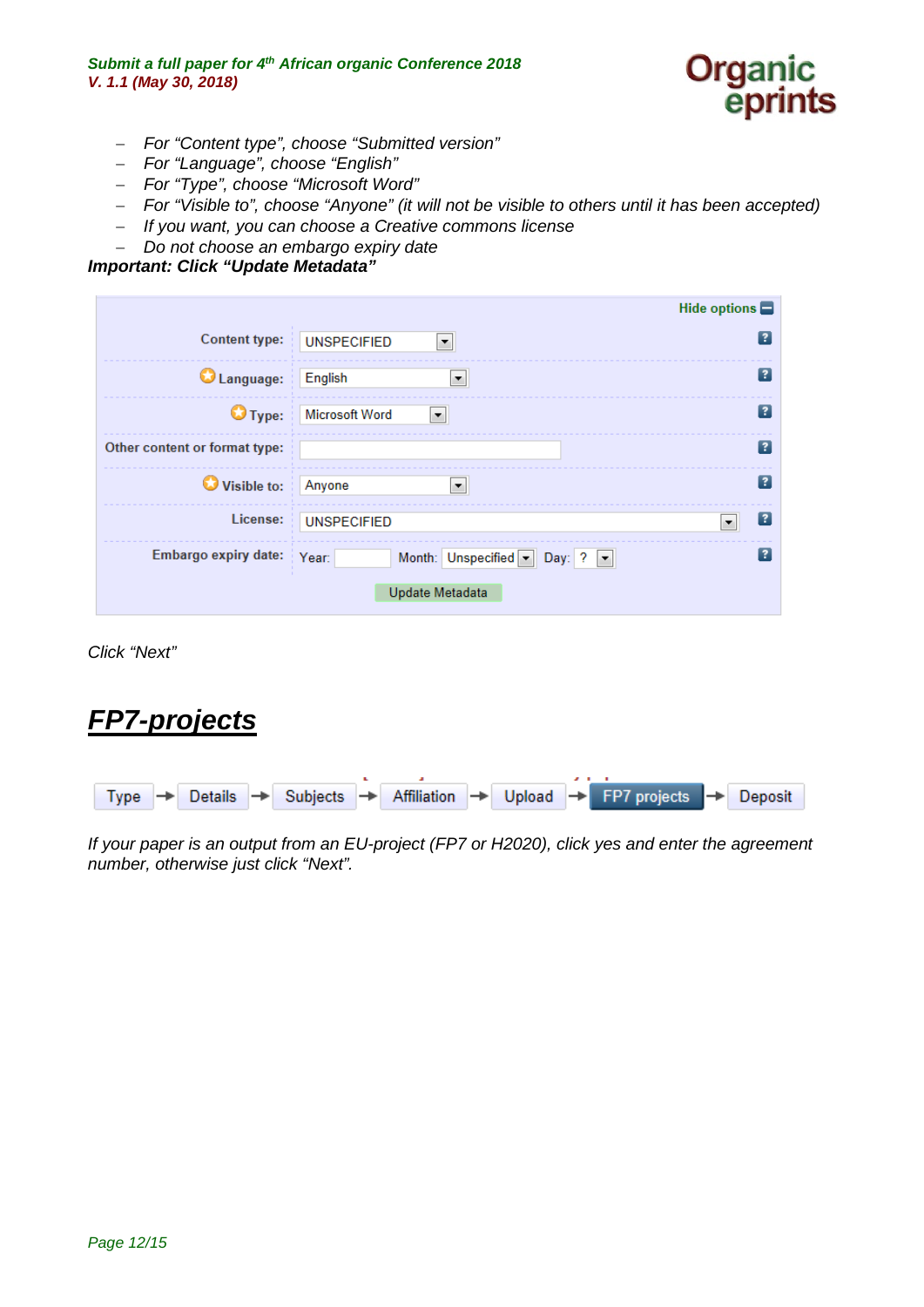- *For “Content type”, choose “Submitted version”*
- *For “Language”, choose “English”*
- *For “Type”, choose “Microsoft Word”*
- *For “Visible to”, choose “Anyone” (it will not be visible to others until it has been accepted)*
- *If you want, you can choose a Creative commons license*
- *Do not choose an embargo expiry date*

***Important: Click “Update Metadata”***

*Click “Next”*

## ***FP7-projects***

*If your paper is an output from an EU-project (FP7 or H2020), click yes and enter the agreement number, otherwise just click “Next”.*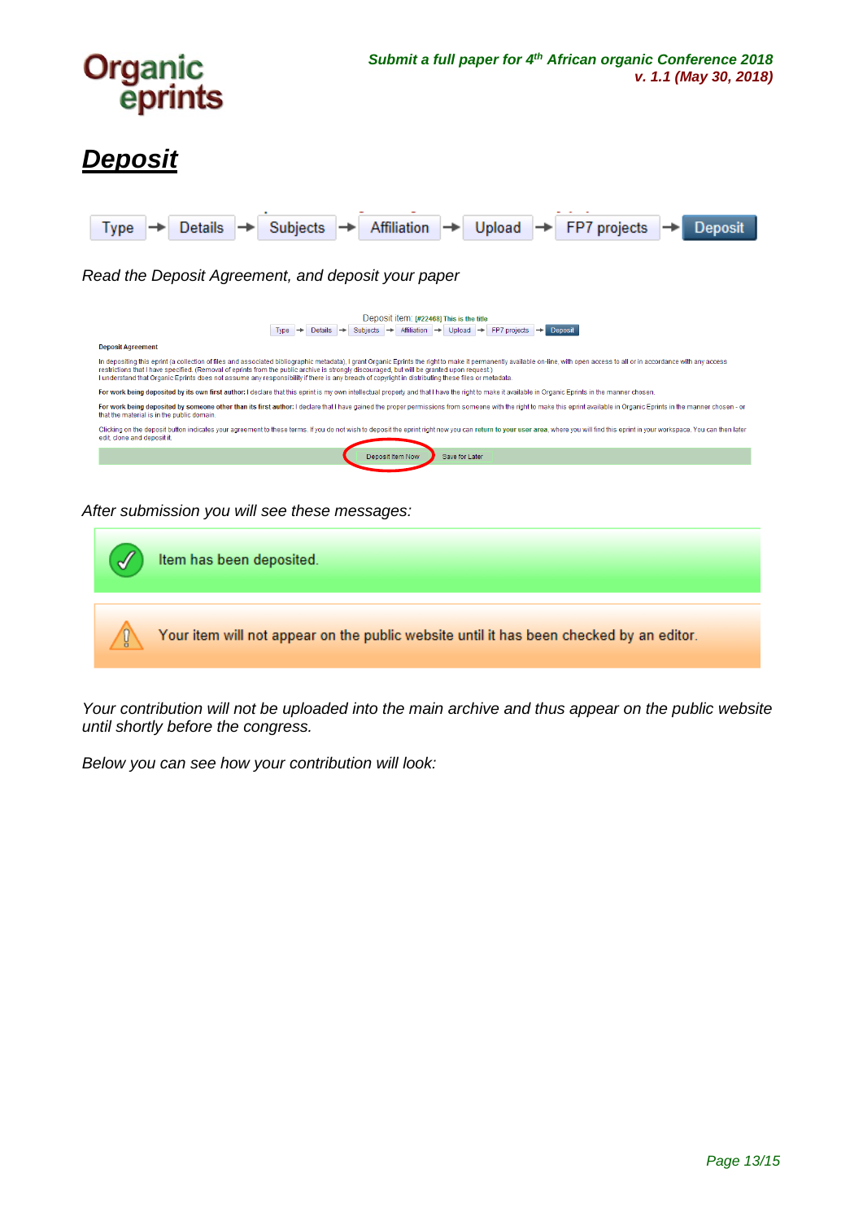# Deposit

Type → Details → Subjects → Affiliation → Upload → FP7 projects → Deposit

*Read the Deposit Agreement, and deposit your paper*

Deposit item: [#22468] This is the title

Type → Details → Subjects → Affiliation → Upload → FP7 projects → Deposit

**Deposit Agreement**

In depositing this eprint (a collection of files and associated bibliographic metadata), I grant Organic Eprints the right to make it permanently available on-line, with open access to all or in accordance with any access restrictions that I have specified. (Removal of eprints from the public archive is strongly discouraged, but will be granted upon request.)
I understand that Organic Eprints does not assume any responsibility if there is any breach of copyright in distributing these files or metadata.

**For work being deposited by its own first author:** I declare that this eprint is my own intellectual property and that I have the right to make it available in Organic Eprints in the manner chosen.

**For work being deposited by someone other than its first author:** I declare that I have gained the proper permissions from someone with the right to make this eprint available in Organic Eprints in the manner chosen - or that the material is in the public domain.

Clicking on the deposit button indicates your agreement to these terms. If you do not wish to deposit the eprint right now you can **return to your user area**, where you will find this eprint in your workspace. You can then later edit, clone and deposit it.

Deposit Item Now | Save for Later

*After submission you will see these messages:*

Item has been deposited.

Your item will not appear on the public website until it has been checked by an editor.

*Your contribution will not be uploaded into the main archive and thus appear on the public website until shortly before the congress.*

*Below you can see how your contribution will look:*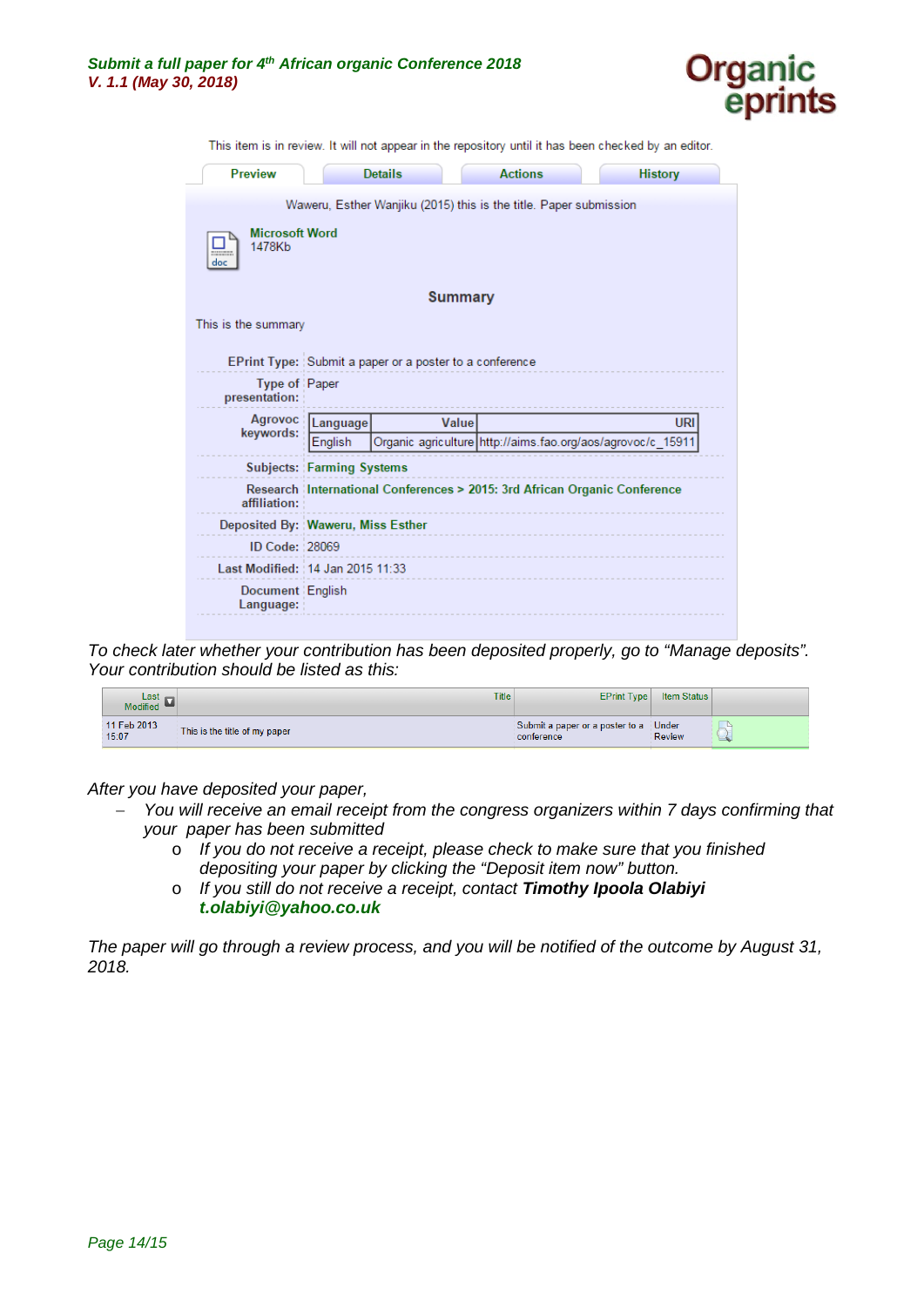This item is in review. It will not appear in the repository until it has been checked by an editor.

Preview | Details | Actions | History

Waweru, Esther Wanjiku (2015) this is the title. Paper submission

Microsoft Word
1478Kb

**Summary**

This is the summary

| | |
|---|---|
| **EPrint Type:** | Submit a paper or a poster to a conference |
| **Type of presentation:** | Paper |
| **Agrovoc keywords:** | Language: English; Value: Organic agriculture; URI: http://aims.fao.org/aos/agrovoc/c_15911 |
| **Subjects:** | Farming Systems |
| **Research affiliation:** | International Conferences > 2015: 3rd African Organic Conference |
| **Deposited By:** | Waweru, Miss Esther |
| **ID Code:** | 28069 |
| **Last Modified:** | 14 Jan 2015 11:33 |
| **Document Language:** | English |

*To check later whether your contribution has been deposited properly, go to "Manage deposits". Your contribution should be listed as this:*

| Last Modified | Title | EPrint Type | Item Status | |
|---|---|---|---|---|
| 11 Feb 2013 15:07 | This is the title of my paper | Submit a paper or a poster to a conference | Under Review | |

*After you have deposited your paper,*

- *You will receive an email receipt from the congress organizers within 7 days confirming that your paper has been submitted*
  - *If you do not receive a receipt, please check to make sure that you finished depositing your paper by clicking the "Deposit item now" button.*
  - *If you still do not receive a receipt, contact* ***Timothy Ipoola Olabiyi t.olabiyi@yahoo.co.uk***

*The paper will go through a review process, and you will be notified of the outcome by August 31, 2018.*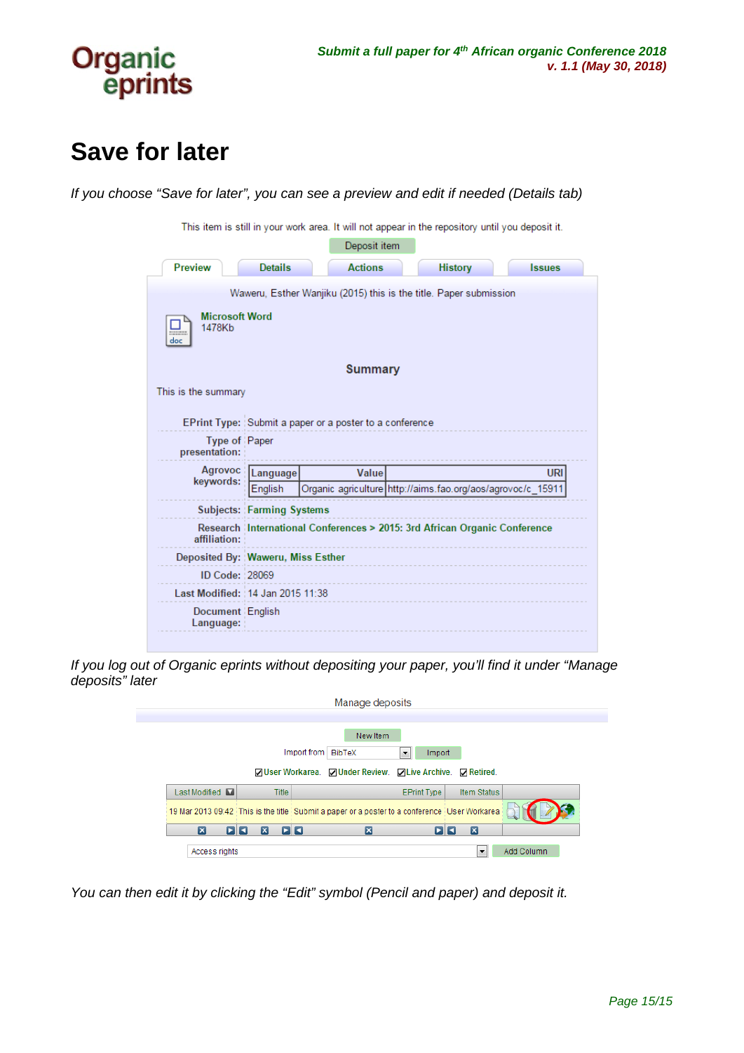# Save for later

*If you choose "Save for later", you can see a preview and edit if needed (Details tab)*

This item is still in your work area. It will not appear in the repository until you deposit it.

Deposit item

Preview | Details | Actions | History | Issues

Waweru, Esther Wanjiku (2015) this is the title. Paper submission

Microsoft Word
1478Kb

**Summary**

This is the summary

| | |
|---|---|
| EPrint Type: | Submit a paper or a poster to a conference |
| Type of presentation: | Paper |
| Agrovoc keywords: | Language: English; Value: Organic agriculture; URI: http://aims.fao.org/aos/agrovoc/c_15911 |
| Subjects: | Farming Systems |
| Research affiliation: | International Conferences > 2015: 3rd African Organic Conference |
| Deposited By: | Waweru, Miss Esther |
| ID Code: | 28069 |
| Last Modified: | 14 Jan 2015 11:38 |
| Document Language: | English |

*If you log out of Organic eprints without depositing your paper, you'll find it under "Manage deposits" later*

Manage deposits

New Item

Import from BibTeX Import

☑ User Workarea. ☑ Under Review. ☑ Live Archive. ☑ Retired.

| Last Modified | Title | EPrint Type | Item Status |
|---|---|---|---|
| 19 Mar 2013 09:42 | This is the title | Submit a paper or a poster to a conference | User Workarea |

Access rights — Add Column

*You can then edit it by clicking the "Edit" symbol (Pencil and paper) and deposit it.*